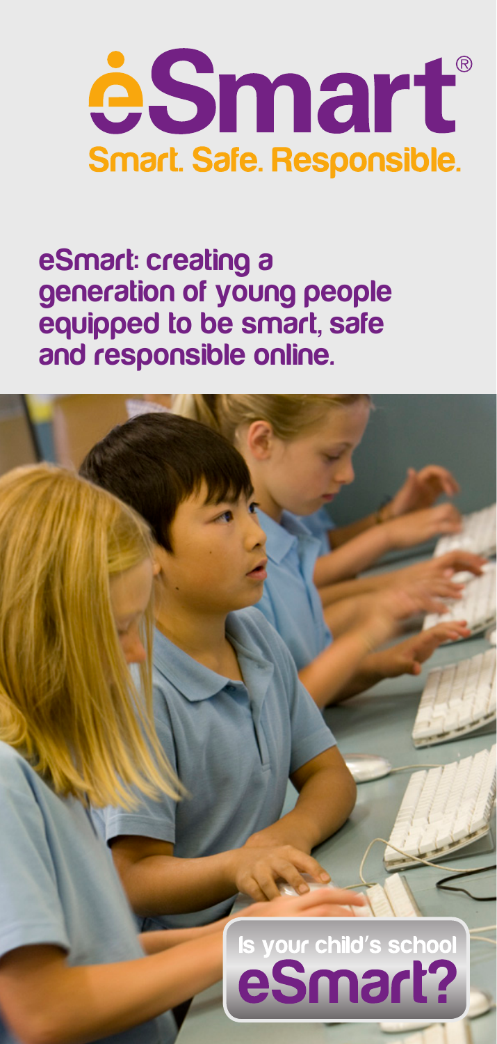# eSmart®

**Smart. Safe. Responsible.**

## eSmart: creating a generation of young people equipped to be smart, safe and responsible online.

**Is your child's school eSmart?**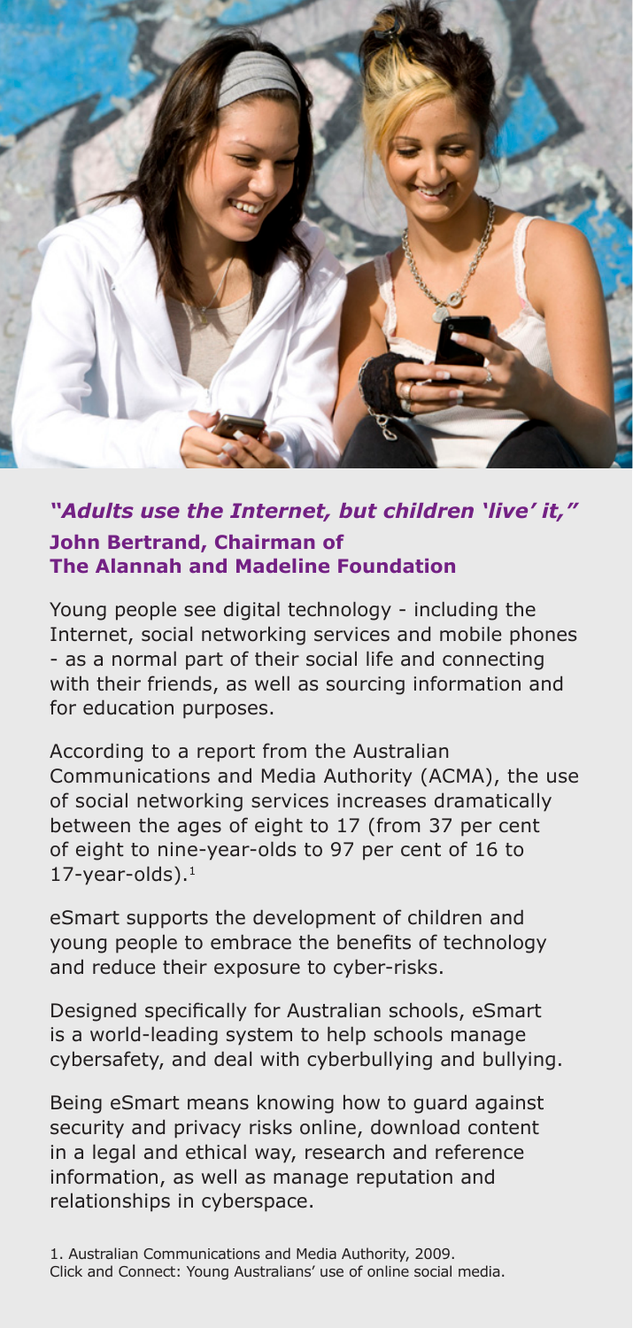### *"Adults use the Internet, but children 'live' it,"*

**John Bertrand, Chairman of The Alannah and Madeline Foundation**

Young people see digital technology - including the Internet, social networking services and mobile phones - as a normal part of their social life and connecting with their friends, as well as sourcing information and for education purposes.

According to a report from the Australian Communications and Media Authority (ACMA), the use of social networking services increases dramatically between the ages of eight to 17 (from 37 per cent of eight to nine-year-olds to 97 per cent of 16 to 17-year-olds).[1]

eSmart supports the development of children and young people to embrace the benefits of technology and reduce their exposure to cyber-risks.

Designed specifically for Australian schools, eSmart is a world-leading system to help schools manage cybersafety, and deal with cyberbullying and bullying.

Being eSmart means knowing how to guard against security and privacy risks online, download content in a legal and ethical way, research and reference information, as well as manage reputation and relationships in cyberspace.

1. Australian Communications and Media Authority, 2009. Click and Connect: Young Australians' use of online social media.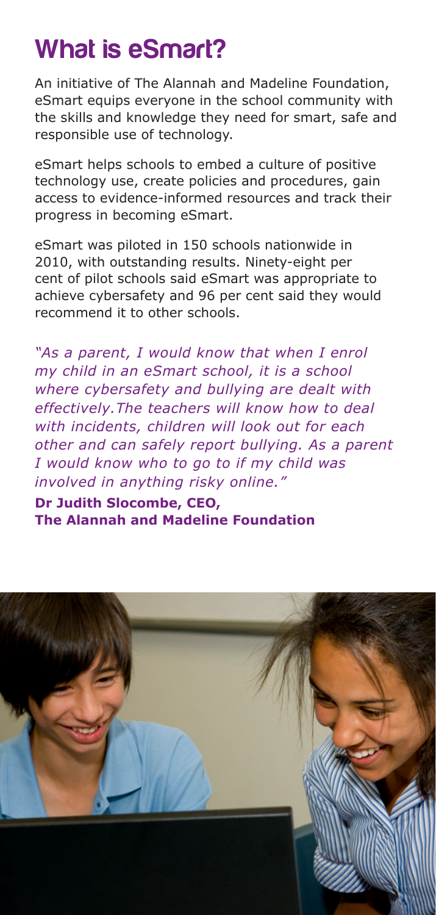# What is eSmart?

An initiative of The Alannah and Madeline Foundation, eSmart equips everyone in the school community with the skills and knowledge they need for smart, safe and responsible use of technology.

eSmart helps schools to embed a culture of positive technology use, create policies and procedures, gain access to evidence-informed resources and track their progress in becoming eSmart.

eSmart was piloted in 150 schools nationwide in 2010, with outstanding results. Ninety-eight per cent of pilot schools said eSmart was appropriate to achieve cybersafety and 96 per cent said they would recommend it to other schools.

*"As a parent, I would know that when I enrol my child in an eSmart school, it is a school where cybersafety and bullying are dealt with effectively. The teachers will know how to deal with incidents, children will look out for each other and can safely report bullying. As a parent I would know who to go to if my child was involved in anything risky online."*

**Dr Judith Slocombe, CEO,**
**The Alannah and Madeline Foundation**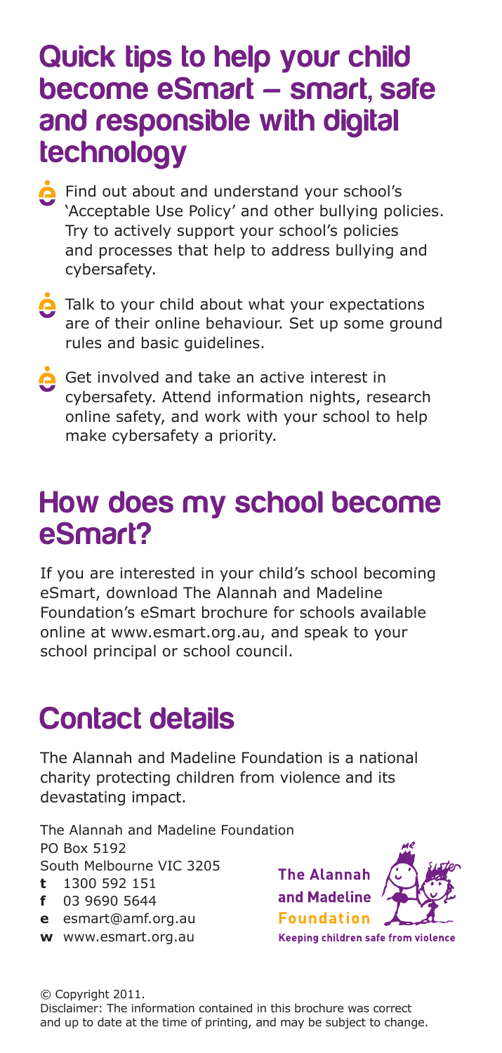## Quick tips to help your child become eSmart – smart, safe and responsible with digital technology

- Find out about and understand your school's 'Acceptable Use Policy' and other bullying policies. Try to actively support your school's policies and processes that help to address bullying and cybersafety.
- Talk to your child about what your expectations are of their online behaviour. Set up some ground rules and basic guidelines.
- Get involved and take an active interest in cybersafety. Attend information nights, research online safety, and work with your school to help make cybersafety a priority.

## How does my school become eSmart?

If you are interested in your child's school becoming eSmart, download The Alannah and Madeline Foundation's eSmart brochure for schools available online at www.esmart.org.au, and speak to your school principal or school council.

## Contact details

The Alannah and Madeline Foundation is a national charity protecting children from violence and its devastating impact.

The Alannah and Madeline Foundation
PO Box 5192
South Melbourne VIC 3205
**t** 1300 592 151
**f** 03 9690 5644
**e** esmart@amf.org.au
**w** www.esmart.org.au

The Alannah and Madeline Foundation
Keeping children safe from violence

© Copyright 2011.
Disclaimer: The information contained in this brochure was correct and up to date at the time of printing, and may be subject to change.